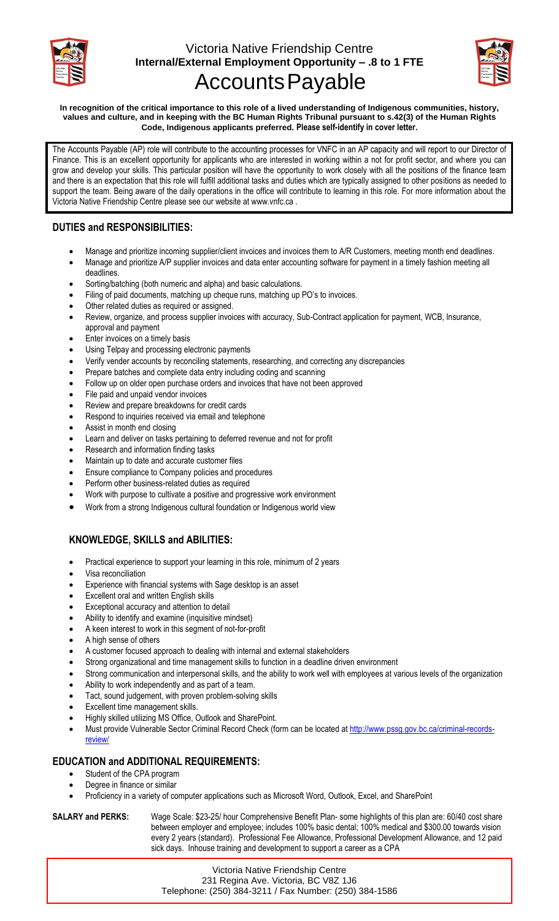# Victoria Native Friendship Centre

**Internal/External Employment Opportunity – .8 to 1 FTE**

# Accounts Payable

**In recognition of the critical importance to this role of a lived understanding of Indigenous communities, history, values and culture, and in keeping with the BC Human Rights Tribunal pursuant to s.42(3) of the Human Rights Code, Indigenous applicants preferred. Please self-identify in cover letter.**

The Accounts Payable (AP) role will contribute to the accounting processes for VNFC in an AP capacity and will report to our Director of Finance. This is an excellent opportunity for applicants who are interested in working within a not for profit sector, and where you can grow and develop your skills. This particular position will have the opportunity to work closely with all the positions of the finance team and there is an expectation that this role will fulfill additional tasks and duties which are typically assigned to other positions as needed to support the team. Being aware of the daily operations in the office will contribute to learning in this role. For more information about the Victoria Native Friendship Centre please see our website at www.vnfc.ca .

## DUTIES and RESPONSIBILITIES:

- Manage and prioritize incoming supplier/client invoices and invoices them to A/R Customers, meeting month end deadlines.
- Manage and prioritize A/P supplier invoices and data enter accounting software for payment in a timely fashion meeting all deadlines.
- Sorting/batching (both numeric and alpha) and basic calculations.
- Filing of paid documents, matching up cheque runs, matching up PO's to invoices.
- Other related duties as required or assigned.
- Review, organize, and process supplier invoices with accuracy, Sub-Contract application for payment, WCB, Insurance, approval and payment
- Enter invoices on a timely basis
- Using Telpay and processing electronic payments
- Verify vender accounts by reconciling statements, researching, and correcting any discrepancies
- Prepare batches and complete data entry including coding and scanning
- Follow up on older open purchase orders and invoices that have not been approved
- File paid and unpaid vendor invoices
- Review and prepare breakdowns for credit cards
- Respond to inquiries received via email and telephone
- Assist in month end closing
- Learn and deliver on tasks pertaining to deferred revenue and not for profit
- Research and information finding tasks
- Maintain up to date and accurate customer files
- Ensure compliance to Company policies and procedures
- Perform other business-related duties as required
- Work with purpose to cultivate a positive and progressive work environment
- Work from a strong Indigenous cultural foundation or Indigenous world view

## KNOWLEDGE, SKILLS and ABILITIES:

- Practical experience to support your learning in this role, minimum of 2 years
- Visa reconciliation
- Experience with financial systems with Sage desktop is an asset
- Excellent oral and written English skills
- Exceptional accuracy and attention to detail
- Ability to identify and examine (inquisitive mindset)
- A keen interest to work in this segment of not-for-profit
- A high sense of others
- A customer focused approach to dealing with internal and external stakeholders
- Strong organizational and time management skills to function in a deadline driven environment
- Strong communication and interpersonal skills, and the ability to work well with employees at various levels of the organization
- Ability to work independently and as part of a team.
- Tact, sound judgement, with proven problem-solving skills
- Excellent time management skills.
- Highly skilled utilizing MS Office, Outlook and SharePoint.
- Must provide Vulnerable Sector Criminal Record Check (form can be located at http://www.pssg.gov.bc.ca/criminal-records-review/

## EDUCATION and ADDITIONAL REQUIREMENTS:

- Student of the CPA program
- Degree in finance or similar
- Proficiency in a variety of computer applications such as Microsoft Word, Outlook, Excel, and SharePoint

**SALARY and PERKS:** Wage Scale: $23-25/ hour Comprehensive Benefit Plan- some highlights of this plan are: 60/40 cost share between employer and employee; includes 100% basic dental; 100% medical and $300.00 towards vision every 2 years (standard). Professional Fee Allowance, Professional Development Allowance, and 12 paid sick days. Inhouse training and development to support a career as a CPA

Victoria Native Friendship Centre
231 Regina Ave. Victoria, BC V8Z 1J6
Telephone: (250) 384-3211 / Fax Number: (250) 384-1586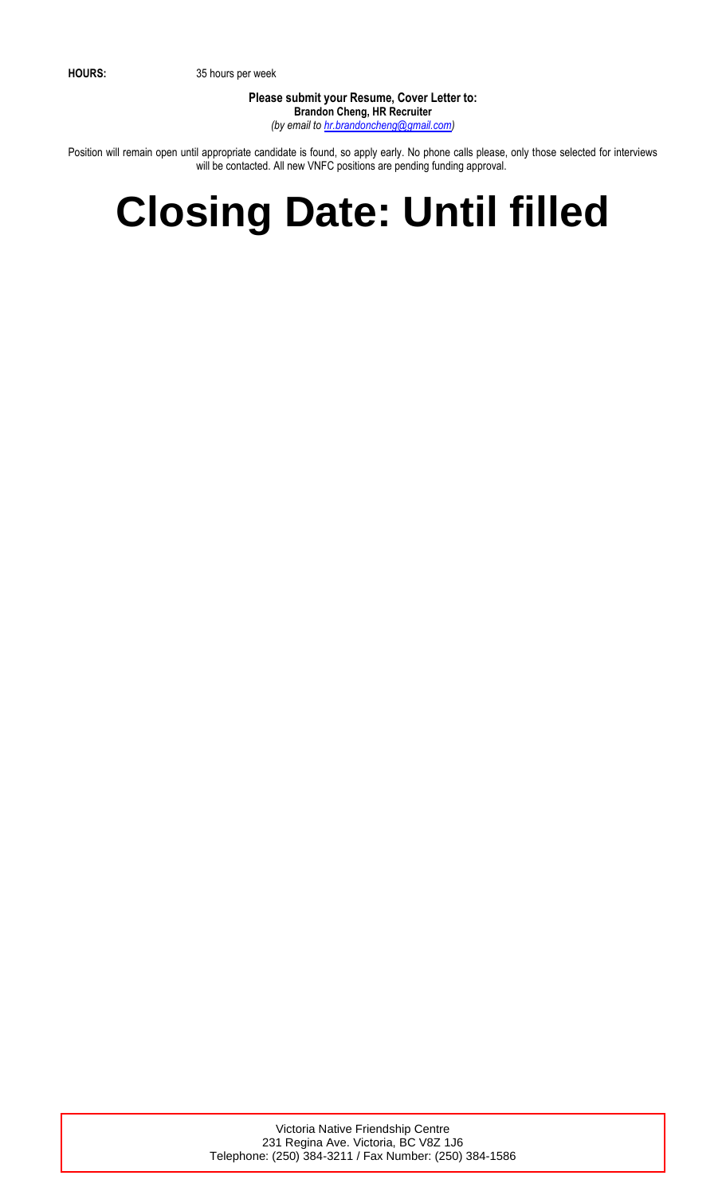**HOURS:** 35 hours per week

**Please submit your Resume, Cover Letter to:**
**Brandon Cheng, HR Recruiter**
*(by email to hr.brandoncheng@gmail.com)*

Position will remain open until appropriate candidate is found, so apply early. No phone calls please, only those selected for interviews will be contacted. All new VNFC positions are pending funding approval.

# Closing Date: Until filled

Victoria Native Friendship Centre
231 Regina Ave. Victoria, BC V8Z 1J6
Telephone: (250) 384-3211 / Fax Number: (250) 384-1586